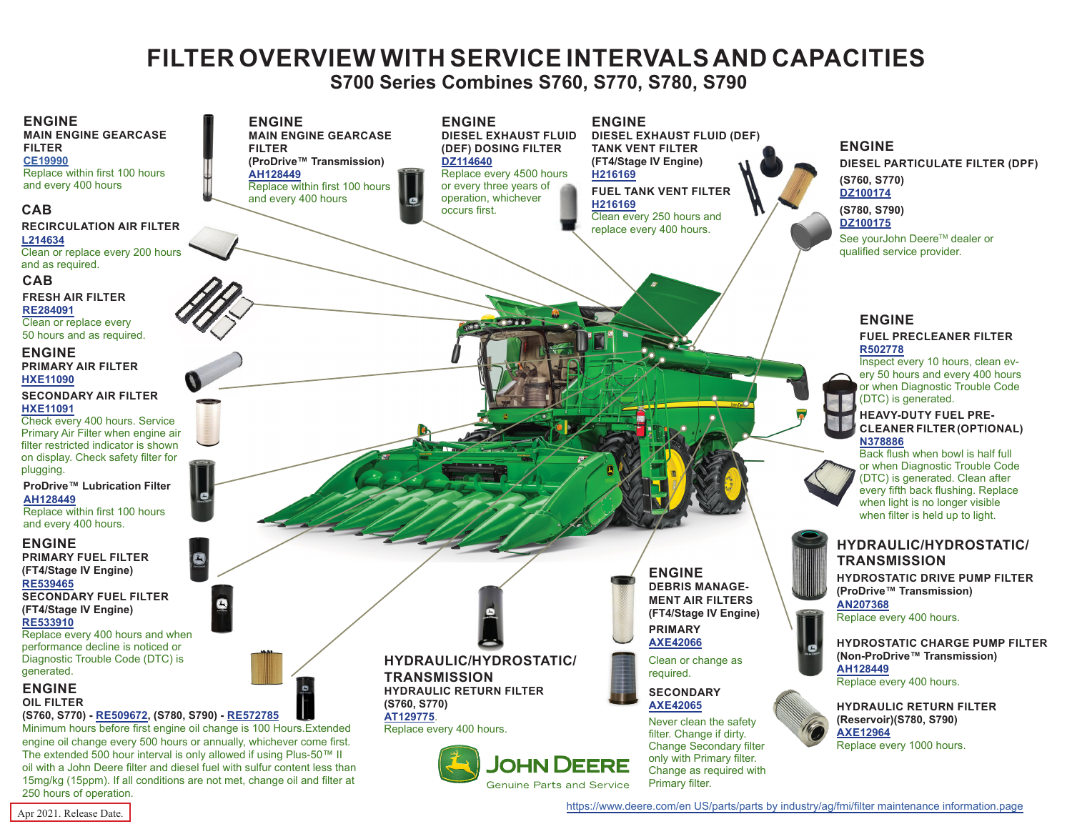# FILTER OVERVIEW WITH SERVICE INTERVALS AND CAPACITIES

## S700 Series Combines S760, S770, S780, S790

### ENGINE

**MAIN ENGINE GEARCASE FILTER**

CE19990

Replace within first 100 hours and every 400 hours

### CAB

**RECIRCULATION AIR FILTER**

L214634

Clean or replace every 200 hours and as required.

### CAB

**FRESH AIR FILTER**

RE284091

Clean or replace every 50 hours and as required.

### ENGINE

**PRIMARY AIR FILTER**

HXE11090

**SECONDARY AIR FILTER**

HXE11091

Check every 400 hours. Service Primary Air Filter when engine air filter restricted indicator is shown on display. Check safety filter for plugging.

**ProDrive™ Lubrication Filter**

AH128449

Replace within first 100 hours and every 400 hours.

### ENGINE

**PRIMARY FUEL FILTER (FT4/Stage IV Engine)**

RE539465

**SECONDARY FUEL FILTER (FT4/Stage IV Engine)**

RE533910

Replace every 400 hours and when performance decline is noticed or Diagnostic Trouble Code (DTC) is generated.

### ENGINE

**OIL FILTER**

**(S760, S770) - RE509672, (S780, S790) - RE572785**

Minimum hours before first engine oil change is 100 Hours.Extended engine oil change every 500 hours or annually, whichever come first. The extended 500 hour interval is only allowed if using Plus-50™ II oil with a John Deere filter and diesel fuel with sulfur content less than 15mg/kg (15ppm). If all conditions are not met, change oil and filter at 250 hours of operation.

### ENGINE

**MAIN ENGINE GEARCASE FILTER (ProDrive™ Transmission)**

AH128449

Replace within first 100 hours and every 400 hours

### ENGINE

**DIESEL EXHAUST FLUID (DEF) DOSING FILTER**

DZ114640

Replace every 4500 hours or every three years of operation, whichever occurs first.

### ENGINE

**DIESEL EXHAUST FLUID (DEF) TANK VENT FILTER (FT4/Stage IV Engine)**

H216169

**FUEL TANK VENT FILTER**

H216169

Clean every 250 hours and replace every 400 hours.

### ENGINE

**DIESEL PARTICULATE FILTER (DPF)**

**(S760, S770)**

DZ100174

**(S780, S790)**

DZ100175

See yourJohn Deere™ dealer or qualified service provider.

### ENGINE

**FUEL PRECLEANER FILTER**

R502778

Inspect every 10 hours, clean every 50 hours and every 400 hours or when Diagnostic Trouble Code (DTC) is generated.

**HEAVY-DUTY FUEL PRE-CLEANER FILTER (OPTIONAL)**

N378886

Back flush when bowl is half full or when Diagnostic Trouble Code (DTC) is generated. Clean after every fifth back flushing. Replace when light is no longer visible when filter is held up to light.

### HYDRAULIC/HYDROSTATIC/ TRANSMISSION

**HYDROSTATIC DRIVE PUMP FILTER (ProDrive™ Transmission)**

AN207368

Replace every 400 hours.

**HYDROSTATIC CHARGE PUMP FILTER (Non-ProDrive™ Transmission)**

AH128449

Replace every 400 hours.

**HYDRAULIC RETURN FILTER (Reservoir)(S780, S790)**

AXE12964

Replace every 1000 hours.

### ENGINE

**DEBRIS MANAGEMENT AIR FILTERS (FT4/Stage IV Engine)**

**PRIMARY**

AXE42066

Clean or change as required.

**SECONDARY**

AXE42065

Never clean the safety filter. Change if dirty. Change Secondary filter only with Primary filter. Change as required with Primary filter.

### HYDRAULIC/HYDROSTATIC/ TRANSMISSION

**HYDRAULIC RETURN FILTER (S760, S770)**

AT129775.

Replace every 400 hours.

JOHN DEERE
Genuine Parts and Service

Apr 2021. Release Date.

https://www.deere.com/en US/parts/parts by industry/ag/fmi/filter maintenance information.page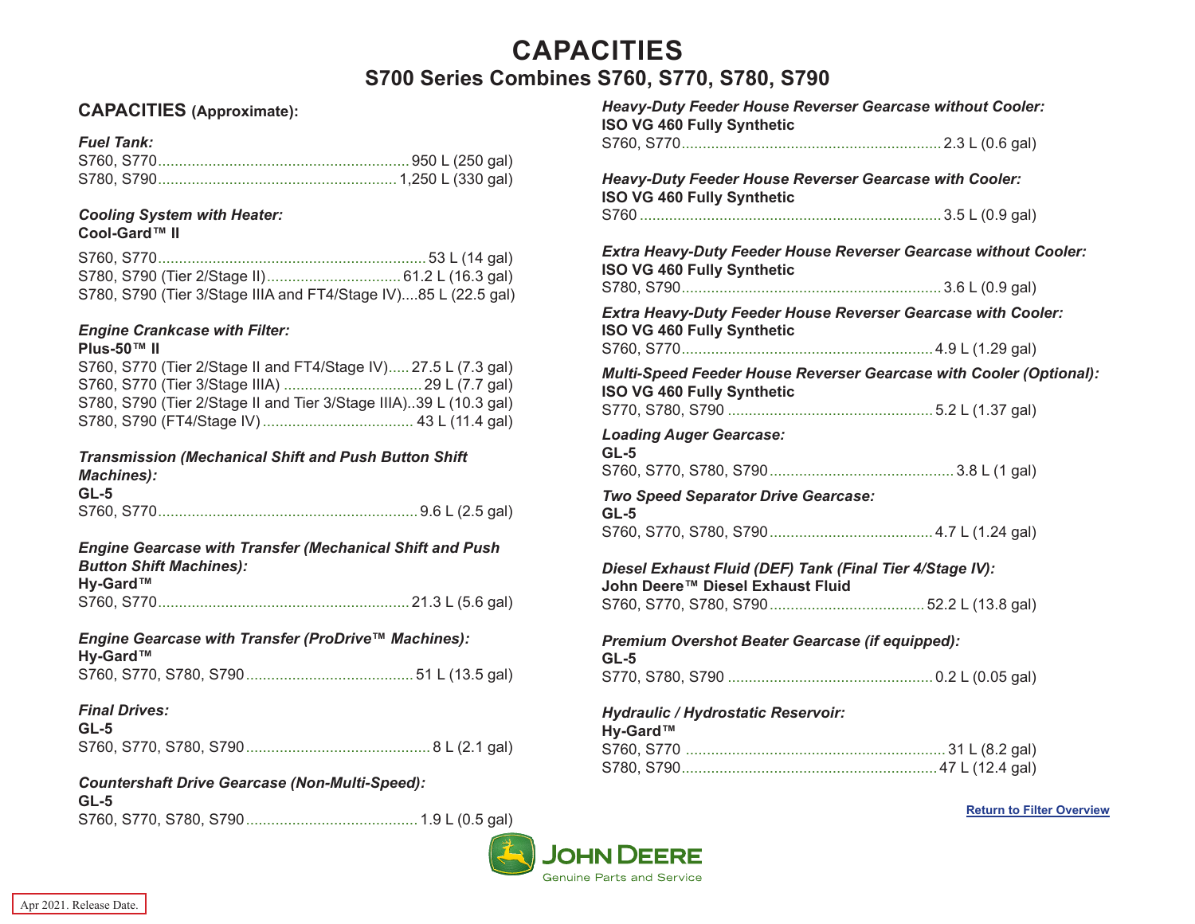# CAPACITIES

## S700 Series Combines S760, S770, S780, S790

### CAPACITIES (Approximate):

*Fuel Tank:*

S760, S770 ........ 950 L (250 gal)
S780, S790 ........ 1,250 L (330 gal)

*Cooling System with Heater:*
**Cool-Gard™ II**

S760, S770 ........ 53 L (14 gal)
S780, S790 (Tier 2/Stage II) ........ 61.2 L (16.3 gal)
S780, S790 (Tier 3/Stage IIIA and FT4/Stage IV).... 85 L (22.5 gal)

*Engine Crankcase with Filter:*
**Plus-50™ II**

S760, S770 (Tier 2/Stage II and FT4/Stage IV)..... 27.5 L (7.3 gal)
S760, S770 (Tier 3/Stage IIIA) ........ 29 L (7.7 gal)
S780, S790 (Tier 2/Stage II and Tier 3/Stage IIIA)..39 L (10.3 gal)
S780, S790 (FT4/Stage IV) ........ 43 L (11.4 gal)

*Transmission (Mechanical Shift and Push Button Shift Machines):*
**GL-5**

S760, S770 ........ 9.6 L (2.5 gal)

*Engine Gearcase with Transfer (Mechanical Shift and Push Button Shift Machines):*
**Hy-Gard™**

S760, S770 ........ 21.3 L (5.6 gal)

*Engine Gearcase with Transfer (ProDrive™ Machines):*
**Hy-Gard™**

S760, S770, S780, S790 ........ 51 L (13.5 gal)

*Final Drives:*
**GL-5**

S760, S770, S780, S790 ........ 8 L (2.1 gal)

*Countershaft Drive Gearcase (Non-Multi-Speed):*
**GL-5**

S760, S770, S780, S790 ........ 1.9 L (0.5 gal)

*Heavy-Duty Feeder House Reverser Gearcase without Cooler:*
**ISO VG 460 Fully Synthetic**

S760, S770 ........ 2.3 L (0.6 gal)

*Heavy-Duty Feeder House Reverser Gearcase with Cooler:*
**ISO VG 460 Fully Synthetic**

S760 ........ 3.5 L (0.9 gal)

*Extra Heavy-Duty Feeder House Reverser Gearcase without Cooler:*
**ISO VG 460 Fully Synthetic**

S780, S790 ........ 3.6 L (0.9 gal)

*Extra Heavy-Duty Feeder House Reverser Gearcase with Cooler:*
**ISO VG 460 Fully Synthetic**

S760, S770 ........ 4.9 L (1.29 gal)

*Multi-Speed Feeder House Reverser Gearcase with Cooler (Optional):*
**ISO VG 460 Fully Synthetic**

S770, S780, S790 ........ 5.2 L (1.37 gal)

*Loading Auger Gearcase:*
**GL-5**

S760, S770, S780, S790 ........ 3.8 L (1 gal)

*Two Speed Separator Drive Gearcase:*
**GL-5**

S760, S770, S780, S790 ........ 4.7 L (1.24 gal)

*Diesel Exhaust Fluid (DEF) Tank (Final Tier 4/Stage IV):*
**John Deere™ Diesel Exhaust Fluid**

S760, S770, S780, S790 ........ 52.2 L (13.8 gal)

*Premium Overshot Beater Gearcase (if equipped):*
**GL-5**

S770, S780, S790 ........ 0.2 L (0.05 gal)

*Hydraulic / Hydrostatic Reservoir:*
**Hy-Gard™**

S760, S770 ........ 31 L (8.2 gal)
S780, S790 ........ 47 L (12.4 gal)

Return to Filter Overview

JOHN DEERE
Genuine Parts and Service

Apr 2021. Release Date.